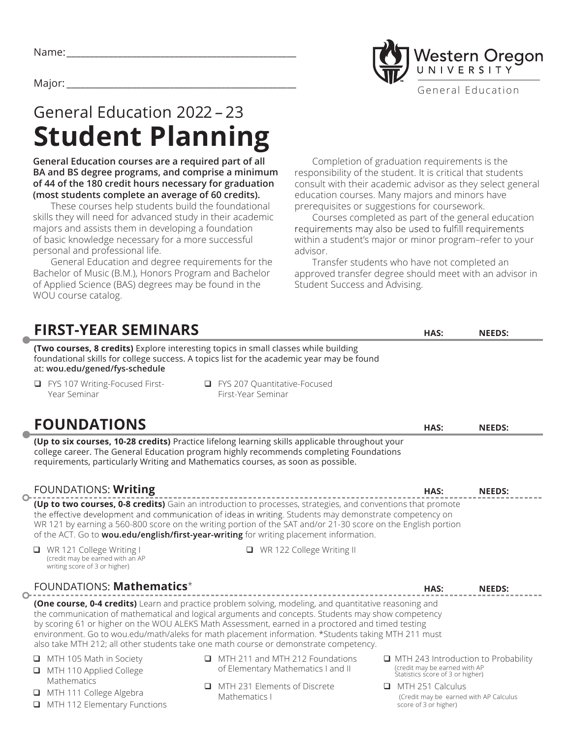Name: ______________________________

Major: ______________________________

Western Oregon University

General Education

# General Education 2022 – 23
# Student Planning

**General Education courses are a required part of all BA and BS degree programs, and comprise a minimum of 44 of the 180 credit hours necessary for graduation (most students complete an average of 60 credits).**

These courses help students build the foundational skills they will need for advanced study in their academic majors and assists them in developing a foundation of basic knowledge necessary for a more successful personal and professional life.

General Education and degree requirements for the Bachelor of Music (B.M.), Honors Program and Bachelor of Applied Science (BAS) degrees may be found in the WOU course catalog.

Completion of graduation requirements is the responsibility of the student. It is critical that students consult with their academic advisor as they select general education courses. Many majors and minors have prerequisites or suggestions for coursework.

Courses completed as part of the general education requirements may also be used to fulfill requirements within a student's major or minor program–refer to your advisor.

Transfer students who have not completed an approved transfer degree should meet with an advisor in Student Success and Advising.

## FIRST-YEAR SEMINARS

**HAS:** **NEEDS:**

**(Two courses, 8 credits)** Explore interesting topics in small classes while building foundational skills for college success. A topics list for the academic year may be found at: **wou.edu/gened/fys-schedule**

- ❑ FYS 107 Writing-Focused First-Year Seminar
- ❑ FYS 207 Quantitative-Focused First-Year Seminar

## FOUNDATIONS

**HAS:** **NEEDS:**

**(Up to six courses, 10-28 credits)** Practice lifelong learning skills applicable throughout your college career. The General Education program highly recommends completing Foundations requirements, particularly Writing and Mathematics courses, as soon as possible.

### FOUNDATIONS: **Writing**

**HAS:** **NEEDS:**

**(Up to two courses, 0-8 credits)** Gain an introduction to processes, strategies, and conventions that promote the effective development and communication of ideas in writing. Students may demonstrate competency on WR 121 by earning a 560-800 score on the writing portion of the SAT and/or 21-30 score on the English portion of the ACT. Go to **wou.edu/english/first-year-writing** for writing placement information.

- ❑ WR 121 College Writing I (credit may be earned with an AP writing score of 3 or higher)
- ❑ WR 122 College Writing II

### FOUNDATIONS: **Mathematics***

**HAS:** **NEEDS:**

**(One course, 0-4 credits)** Learn and practice problem solving, modeling, and quantitative reasoning and the communication of mathematical and logical arguments and concepts. Students may show competency by scoring 61 or higher on the WOU ALEKS Math Assessment, earned in a proctored and timed testing environment. Go to wou.edu/math/aleks for math placement information. *Students taking MTH 211 must also take MTH 212; all other students take one math course or demonstrate competency.

- ❑ MTH 105 Math in Society
- ❑ MTH 110 Applied College Mathematics
- ❑ MTH 111 College Algebra
- ❑ MTH 112 Elementary Functions
- ❑ MTH 211 and MTH 212 Foundations of Elementary Mathematics I and II
- ❑ MTH 231 Elements of Discrete Mathematics I
- ❑ MTH 243 Introduction to Probability (credit may be earned with AP Statistics score of 3 or higher)
- ❑ MTH 251 Calculus (Credit may be earned with AP Calculus score of 3 or higher)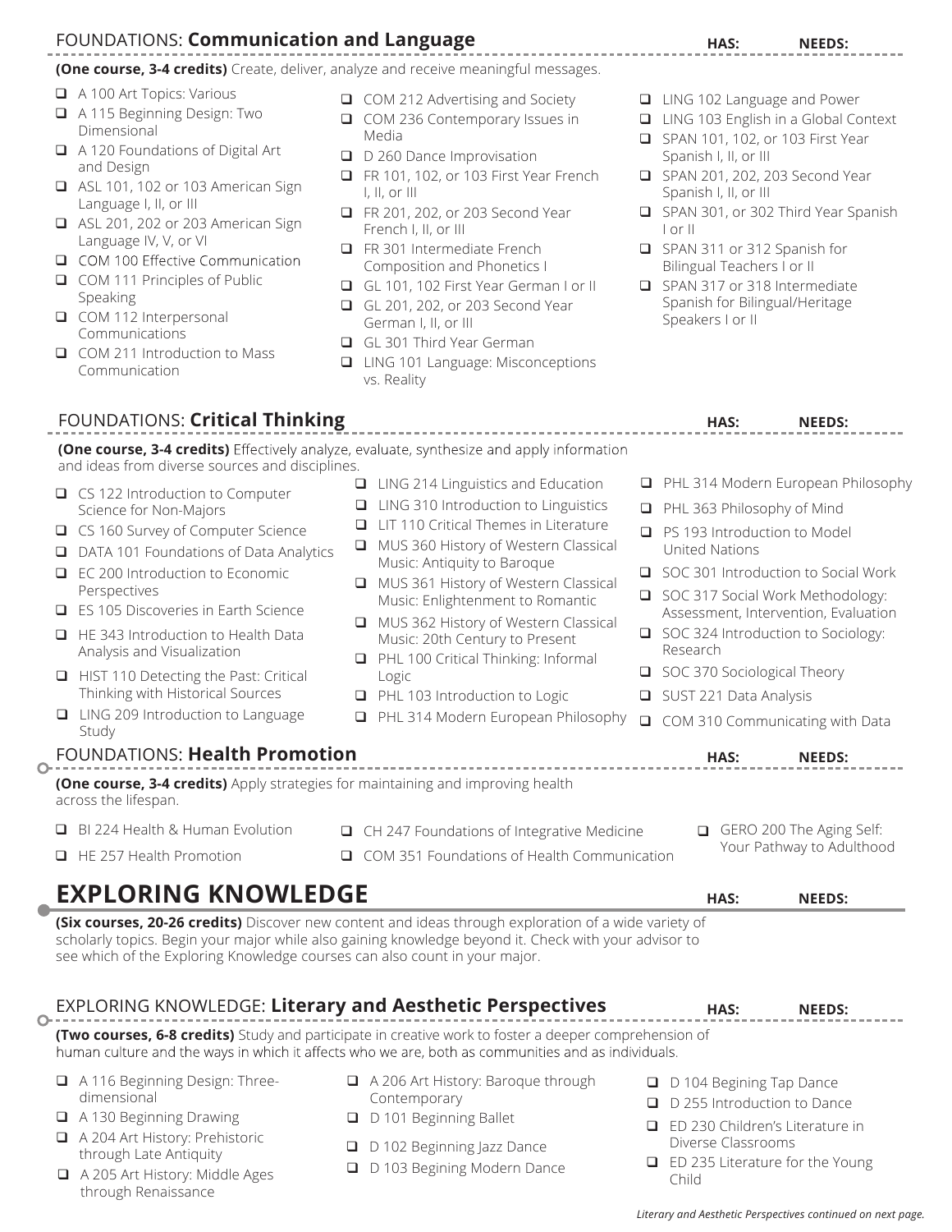## FOUNDATIONS: **Communication and Language**

HAS: NEEDS:

**(One course, 3-4 credits)** Create, deliver, analyze and receive meaningful messages.

- ❑ A 100 Art Topics: Various
- ❑ A 115 Beginning Design: Two Dimensional
- ❑ A 120 Foundations of Digital Art and Design
- ❑ ASL 101, 102 or 103 American Sign Language I, II, or III
- ❑ ASL 201, 202 or 203 American Sign Language IV, V, or VI
- ❑ COM 100 Effective Communication
- ❑ COM 111 Principles of Public Speaking
- ❑ COM 112 Interpersonal Communications
- ❑ COM 211 Introduction to Mass Communication
- ❑ COM 212 Advertising and Society
- ❑ COM 236 Contemporary Issues in Media
- ❑ D 260 Dance Improvisation
- ❑ FR 101, 102, or 103 First Year French I, II, or III
- ❑ FR 201, 202, or 203 Second Year French I, II, or III
- ❑ FR 301 Intermediate French Composition and Phonetics I
- ❑ GL 101, 102 First Year German I or II
- ❑ GL 201, 202, or 203 Second Year German I, II, or III
- ❑ GL 301 Third Year German
- ❑ LING 101 Language: Misconceptions vs. Reality
- ❑ LING 102 Language and Power
- ❑ LING 103 English in a Global Context
- ❑ SPAN 101, 102, or 103 First Year Spanish I, II, or III
- ❑ SPAN 201, 202, 203 Second Year Spanish I, II, or III
- ❑ SPAN 301, or 302 Third Year Spanish I or II
- ❑ SPAN 311 or 312 Spanish for Bilingual Teachers I or II
- ❑ SPAN 317 or 318 Intermediate Spanish for Bilingual/Heritage Speakers I or II

## FOUNDATIONS: **Critical Thinking**

HAS: NEEDS:

**(One course, 3-4 credits)** Effectively analyze, evaluate, synthesize and apply information and ideas from diverse sources and disciplines.

- ❑ CS 122 Introduction to Computer Science for Non-Majors
- ❑ CS 160 Survey of Computer Science
- ❑ DATA 101 Foundations of Data Analytics
- ❑ EC 200 Introduction to Economic Perspectives
- ❑ ES 105 Discoveries in Earth Science
- ❑ HE 343 Introduction to Health Data Analysis and Visualization
- ❑ HIST 110 Detecting the Past: Critical Thinking with Historical Sources
- ❑ LING 209 Introduction to Language Study
- ❑ LING 214 Linguistics and Education
- ❑ LING 310 Introduction to Linguistics
- ❑ LIT 110 Critical Themes in Literature
- ❑ MUS 360 History of Western Classical Music: Antiquity to Baroque
- ❑ MUS 361 History of Western Classical Music: Enlightenment to Romantic
- ❑ MUS 362 History of Western Classical Music: 20th Century to Present
- ❑ PHL 100 Critical Thinking: Informal Logic
- ❑ PHL 103 Introduction to Logic
- ❑ PHL 314 Modern European Philosophy
- ❑ PHL 314 Modern European Philosophy
- ❑ PHL 363 Philosophy of Mind
- ❑ PS 193 Introduction to Model United Nations
- ❑ SOC 301 Introduction to Social Work
- ❑ SOC 317 Social Work Methodology: Assessment, Intervention, Evaluation
- ❑ SOC 324 Introduction to Sociology: Research
- ❑ SOC 370 Sociological Theory
- ❑ SUST 221 Data Analysis
- ❑ COM 310 Communicating with Data

## FOUNDATIONS: **Health Promotion**

HAS: NEEDS:

**(One course, 3-4 credits)** Apply strategies for maintaining and improving health across the lifespan.

- ❑ BI 224 Health & Human Evolution
- ❑ HE 257 Health Promotion
- ❑ CH 247 Foundations of Integrative Medicine
- ❑ COM 351 Foundations of Health Communication
- ❑ GERO 200 The Aging Self: Your Pathway to Adulthood

# EXPLORING KNOWLEDGE

HAS: NEEDS:

**(Six courses, 20-26 credits)** Discover new content and ideas through exploration of a wide variety of scholarly topics. Begin your major while also gaining knowledge beyond it. Check with your advisor to see which of the Exploring Knowledge courses can also count in your major.

## EXPLORING KNOWLEDGE: **Literary and Aesthetic Perspectives**

HAS: NEEDS:

**(Two courses, 6-8 credits)** Study and participate in creative work to foster a deeper comprehension of human culture and the ways in which it affects who we are, both as communities and as individuals.

- ❑ A 116 Beginning Design: Three-dimensional
- ❑ A 130 Beginning Drawing
- ❑ A 204 Art History: Prehistoric through Late Antiquity
- ❑ A 205 Art History: Middle Ages through Renaissance
- ❑ A 206 Art History: Baroque through Contemporary
- ❑ D 101 Beginning Ballet
- ❑ D 102 Beginning Jazz Dance
- ❑ D 103 Begining Modern Dance
- ❑ D 104 Begining Tap Dance
- ❑ D 255 Introduction to Dance
- ❑ ED 230 Children's Literature in Diverse Classrooms
- ❑ ED 235 Literature for the Young Child

*Literary and Aesthetic Perspectives continued on next page.*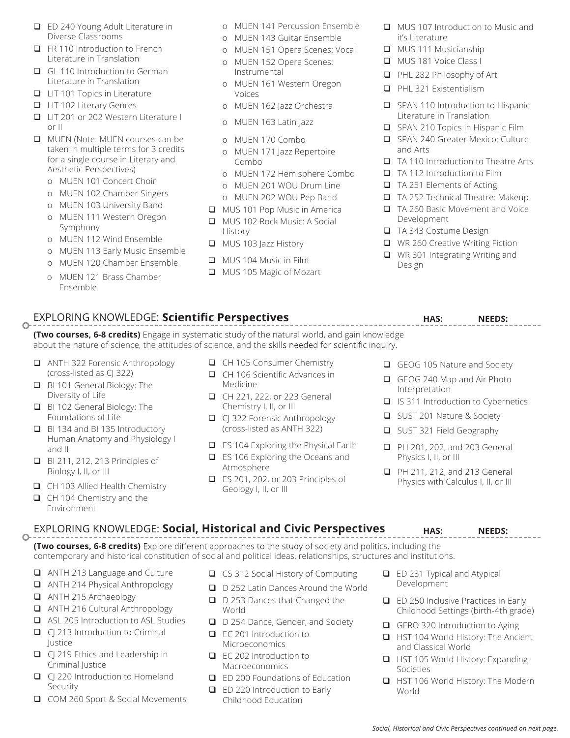- ED 240 Young Adult Literature in Diverse Classrooms
- FR 110 Introduction to French Literature in Translation
- GL 110 Introduction to German Literature in Translation
- LIT 101 Topics in Literature
- LIT 102 Literary Genres
- LIT 201 or 202 Western Literature I or II
- MUEN (Note: MUEN courses can be taken in multiple terms for 3 credits for a single course in Literary and Aesthetic Perspectives)
  - MUEN 101 Concert Choir
  - MUEN 102 Chamber Singers
  - MUEN 103 University Band
  - MUEN 111 Western Oregon Symphony
  - MUEN 112 Wind Ensemble
  - MUEN 113 Early Music Ensemble
  - MUEN 120 Chamber Ensemble
  - MUEN 121 Brass Chamber Ensemble
  - MUEN 141 Percussion Ensemble
  - MUEN 143 Guitar Ensemble
  - MUEN 151 Opera Scenes: Vocal
  - MUEN 152 Opera Scenes: Instrumental
  - MUEN 161 Western Oregon Voices
  - MUEN 162 Jazz Orchestra
  - MUEN 163 Latin Jazz
  - MUEN 170 Combo
  - MUEN 171 Jazz Repertoire Combo
  - MUEN 172 Hemisphere Combo
  - MUEN 201 WOU Drum Line
  - MUEN 202 WOU Pep Band
- MUS 101 Pop Music in America
- MUS 102 Rock Music: A Social History
- MUS 103 Jazz History
- MUS 104 Music in Film
- MUS 105 Magic of Mozart
- MUS 107 Introduction to Music and it's Literature
- MUS 111 Musicianship
- MUS 181 Voice Class I
- PHL 282 Philosophy of Art
- PHL 321 Existentialism
- SPAN 110 Introduction to Hispanic Literature in Translation
- SPAN 210 Topics in Hispanic Film
- SPAN 240 Greater Mexico: Culture and Arts
- TA 110 Introduction to Theatre Arts
- TA 112 Introduction to Film
- TA 251 Elements of Acting
- TA 252 Technical Theatre: Makeup
- TA 260 Basic Movement and Voice Development
- TA 343 Costume Design
- WR 260 Creative Writing Fiction
- WR 301 Integrating Writing and Design

## EXPLORING KNOWLEDGE: **Scientific Perspectives**

**HAS:** **NEEDS:**

**(Two courses, 6-8 credits)** Engage in systematic study of the natural world, and gain knowledge about the nature of science, the attitudes of science, and the skills needed for scientific inquiry.

- ANTH 322 Forensic Anthropology (cross-listed as CJ 322)
- BI 101 General Biology: The Diversity of Life
- BI 102 General Biology: The Foundations of Life
- BI 134 and BI 135 Introductory Human Anatomy and Physiology I and II
- BI 211, 212, 213 Principles of Biology I, II, or III
- CH 103 Allied Health Chemistry
- CH 104 Chemistry and the Environment
- CH 105 Consumer Chemistry
- CH 106 Scientific Advances in Medicine
- CH 221, 222, or 223 General Chemistry I, II, or III
- CJ 322 Forensic Anthropology (cross-listed as ANTH 322)
- ES 104 Exploring the Physical Earth
- ES 106 Exploring the Oceans and Atmosphere
- ES 201, 202, or 203 Principles of Geology I, II, or III
- GEOG 105 Nature and Society
- GEOG 240 Map and Air Photo Interpretation
- IS 311 Introduction to Cybernetics
- SUST 201 Nature & Society
- SUST 321 Field Geography
- PH 201, 202, and 203 General Physics I, II, or III
- PH 211, 212, and 213 General Physics with Calculus I, II, or III

## EXPLORING KNOWLEDGE: **Social, Historical and Civic Perspectives**

**HAS:** **NEEDS:**

**(Two courses, 6-8 credits)** Explore different approaches to the study of society and politics, including the contemporary and historical constitution of social and political ideas, relationships, structures and institutions.

- ANTH 213 Language and Culture
- ANTH 214 Physical Anthropology
- ANTH 215 Archaeology
- ANTH 216 Cultural Anthropology
- ASL 205 Introduction to ASL Studies
- CJ 213 Introduction to Criminal Justice
- CJ 219 Ethics and Leadership in Criminal Justice
- CJ 220 Introduction to Homeland Security
- COM 260 Sport & Social Movements
- CS 312 Social History of Computing
- D 252 Latin Dances Around the World
- D 253 Dances that Changed the World
- D 254 Dance, Gender, and Society
- EC 201 Introduction to Microeconomics
- EC 202 Introduction to Macroeconomics
- ED 200 Foundations of Education
- ED 220 Introduction to Early Childhood Education
- ED 231 Typical and Atypical Development
- ED 250 Inclusive Practices in Early Childhood Settings (birth-4th grade)
- GERO 320 Introduction to Aging
- HST 104 World History: The Ancient and Classical World
- HST 105 World History: Expanding Societies
- HST 106 World History: The Modern World

*Social, Historical and Civic Perspectives continued on next page.*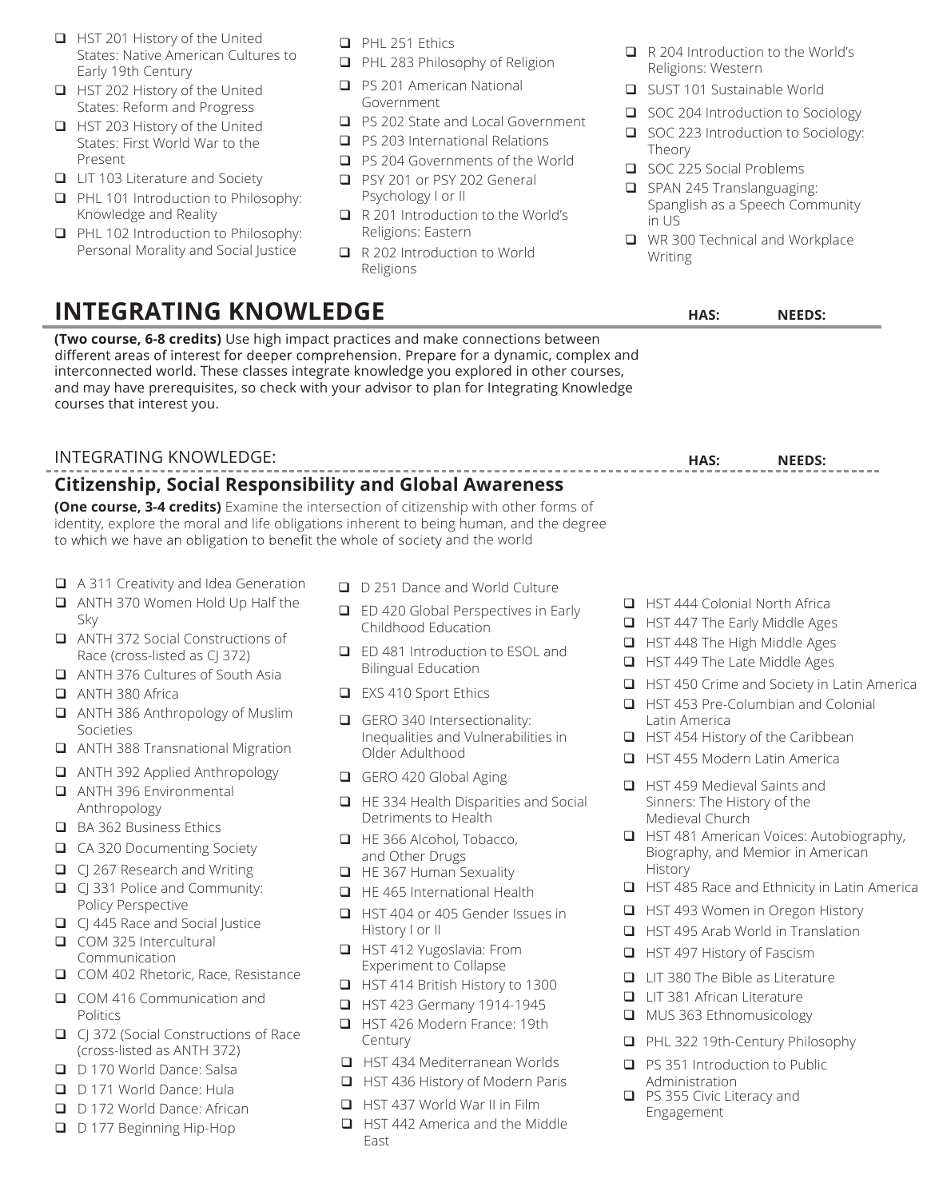- HST 201 History of the United States: Native American Cultures to Early 19th Century
- HST 202 History of the United States: Reform and Progress
- HST 203 History of the United States: First World War to the Present
- LIT 103 Literature and Society
- PHL 101 Introduction to Philosophy: Knowledge and Reality
- PHL 102 Introduction to Philosophy: Personal Morality and Social Justice
- PHL 251 Ethics
- PHL 283 Philosophy of Religion
- PS 201 American National Government
- PS 202 State and Local Government
- PS 203 International Relations
- PS 204 Governments of the World
- PSY 201 or PSY 202 General Psychology I or II
- R 201 Introduction to the World's Religions: Eastern
- R 202 Introduction to World Religions
- R 204 Introduction to the World's Religions: Western
- SUST 101 Sustainable World
- SOC 204 Introduction to Sociology
- SOC 223 Introduction to Sociology: Theory
- SOC 225 Social Problems
- SPAN 245 Translanguaging: Spanglish as a Speech Community in US
- WR 300 Technical and Workplace Writing

## INTEGRATING KNOWLEDGE

**HAS:** **NEEDS:**

**(Two course, 6-8 credits)** Use high impact practices and make connections between different areas of interest for deeper comprehension. Prepare for a dynamic, complex and interconnected world. These classes integrate knowledge you explored in other courses, and may have prerequisites, so check with your advisor to plan for Integrating Knowledge courses that interest you.

INTEGRATING KNOWLEDGE:

**HAS:** **NEEDS:**

### Citizenship, Social Responsibility and Global Awareness

**(One course, 3-4 credits)** Examine the intersection of citizenship with other forms of identity, explore the moral and life obligations inherent to being human, and the degree to which we have an obligation to benefit the whole of society and the world

- A 311 Creativity and Idea Generation
- ANTH 370 Women Hold Up Half the Sky
- ANTH 372 Social Constructions of Race (cross-listed as CJ 372)
- ANTH 376 Cultures of South Asia
- ANTH 380 Africa
- ANTH 386 Anthropology of Muslim Societies
- ANTH 388 Transnational Migration
- ANTH 392 Applied Anthropology
- ANTH 396 Environmental Anthropology
- BA 362 Business Ethics
- CA 320 Documenting Society
- CJ 267 Research and Writing
- CJ 331 Police and Community: Policy Perspective
- CJ 445 Race and Social Justice
- COM 325 Intercultural Communication
- COM 402 Rhetoric, Race, Resistance
- COM 416 Communication and Politics
- CJ 372 (Social Constructions of Race (cross-listed as ANTH 372)
- D 170 World Dance: Salsa
- D 171 World Dance: Hula
- D 172 World Dance: African
- D 177 Beginning Hip-Hop
- D 251 Dance and World Culture
- ED 420 Global Perspectives in Early Childhood Education
- ED 481 Introduction to ESOL and Bilingual Education
- EXS 410 Sport Ethics
- GERO 340 Intersectionality: Inequalities and Vulnerabilities in Older Adulthood
- GERO 420 Global Aging
- HE 334 Health Disparities and Social Detriments to Health
- HE 366 Alcohol, Tobacco, and Other Drugs
- HE 367 Human Sexuality
- HE 465 International Health
- HST 404 or 405 Gender Issues in History I or II
- HST 412 Yugoslavia: From Experiment to Collapse
- HST 414 British History to 1300
- HST 423 Germany 1914-1945
- HST 426 Modern France: 19th Century
- HST 434 Mediterranean Worlds
- HST 436 History of Modern Paris
- HST 437 World War II in Film
- HST 442 America and the Middle East
- HST 444 Colonial North Africa
- HST 447 The Early Middle Ages
- HST 448 The High Middle Ages
- HST 449 The Late Middle Ages
- HST 450 Crime and Society in Latin America
- HST 453 Pre-Columbian and Colonial Latin America
- HST 454 History of the Caribbean
- HST 455 Modern Latin America
- HST 459 Medieval Saints and Sinners: The History of the Medieval Church
- HST 481 American Voices: Autobiography, Biography, and Memior in American History
- HST 485 Race and Ethnicity in Latin America
- HST 493 Women in Oregon History
- HST 495 Arab World in Translation
- HST 497 History of Fascism
- LIT 380 The Bible as Literature
- LIT 381 African Literature
- MUS 363 Ethnomusicology
- PHL 322 19th-Century Philosophy
- PS 351 Introduction to Public Administration
- PS 355 Civic Literacy and Engagement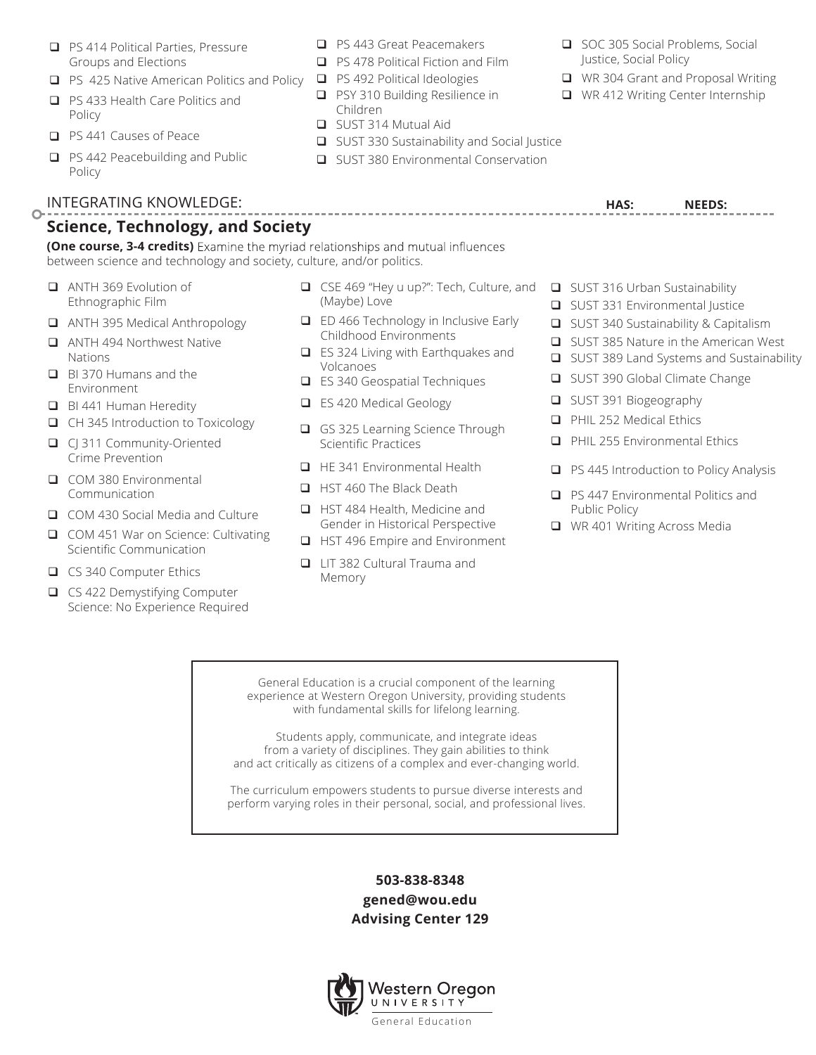- PS 414 Political Parties, Pressure Groups and Elections
- PS 425 Native American Politics and Policy
- PS 433 Health Care Politics and Policy
- PS 441 Causes of Peace
- PS 442 Peacebuilding and Public Policy
- PS 443 Great Peacemakers
- PS 478 Political Fiction and Film
- PS 492 Political Ideologies
- PSY 310 Building Resilience in Children
- SUST 314 Mutual Aid
- SUST 330 Sustainability and Social Justice
- SUST 380 Environmental Conservation
- SOC 305 Social Problems, Social Justice, Social Policy
- WR 304 Grant and Proposal Writing
- WR 412 Writing Center Internship

INTEGRATING KNOWLEDGE: **HAS:** **NEEDS:**

## Science, Technology, and Society

**(One course, 3-4 credits)** Examine the myriad relationships and mutual influences between science and technology and society, culture, and/or politics.

- ANTH 369 Evolution of Ethnographic Film
- ANTH 395 Medical Anthropology
- ANTH 494 Northwest Native Nations
- BI 370 Humans and the Environment
- BI 441 Human Heredity
- CH 345 Introduction to Toxicology
- CJ 311 Community-Oriented Crime Prevention
- COM 380 Environmental Communication
- COM 430 Social Media and Culture
- COM 451 War on Science: Cultivating Scientific Communication
- CS 340 Computer Ethics
- CS 422 Demystifying Computer Science: No Experience Required
- CSE 469 "Hey u up?": Tech, Culture, and (Maybe) Love
- ED 466 Technology in Inclusive Early Childhood Environments
- ES 324 Living with Earthquakes and Volcanoes
- ES 340 Geospatial Techniques
- ES 420 Medical Geology
- GS 325 Learning Science Through Scientific Practices
- HE 341 Environmental Health
- HST 460 The Black Death
- HST 484 Health, Medicine and Gender in Historical Perspective
- HST 496 Empire and Environment
- LIT 382 Cultural Trauma and Memory
- SUST 316 Urban Sustainability
- SUST 331 Environmental Justice
- SUST 340 Sustainability & Capitalism
- SUST 385 Nature in the American West
- SUST 389 Land Systems and Sustainability
- SUST 390 Global Climate Change
- SUST 391 Biogeography
- PHIL 252 Medical Ethics
- PHIL 255 Environmental Ethics
- PS 445 Introduction to Policy Analysis
- PS 447 Environmental Politics and Public Policy
- WR 401 Writing Across Media

General Education is a crucial component of the learning experience at Western Oregon University, providing students with fundamental skills for lifelong learning.

Students apply, communicate, and integrate ideas from a variety of disciplines. They gain abilities to think and act critically as citizens of a complex and ever-changing world.

The curriculum empowers students to pursue diverse interests and perform varying roles in their personal, social, and professional lives.

**503-838-8348**
**gened@wou.edu**
**Advising Center 129**

Western Oregon University
General Education